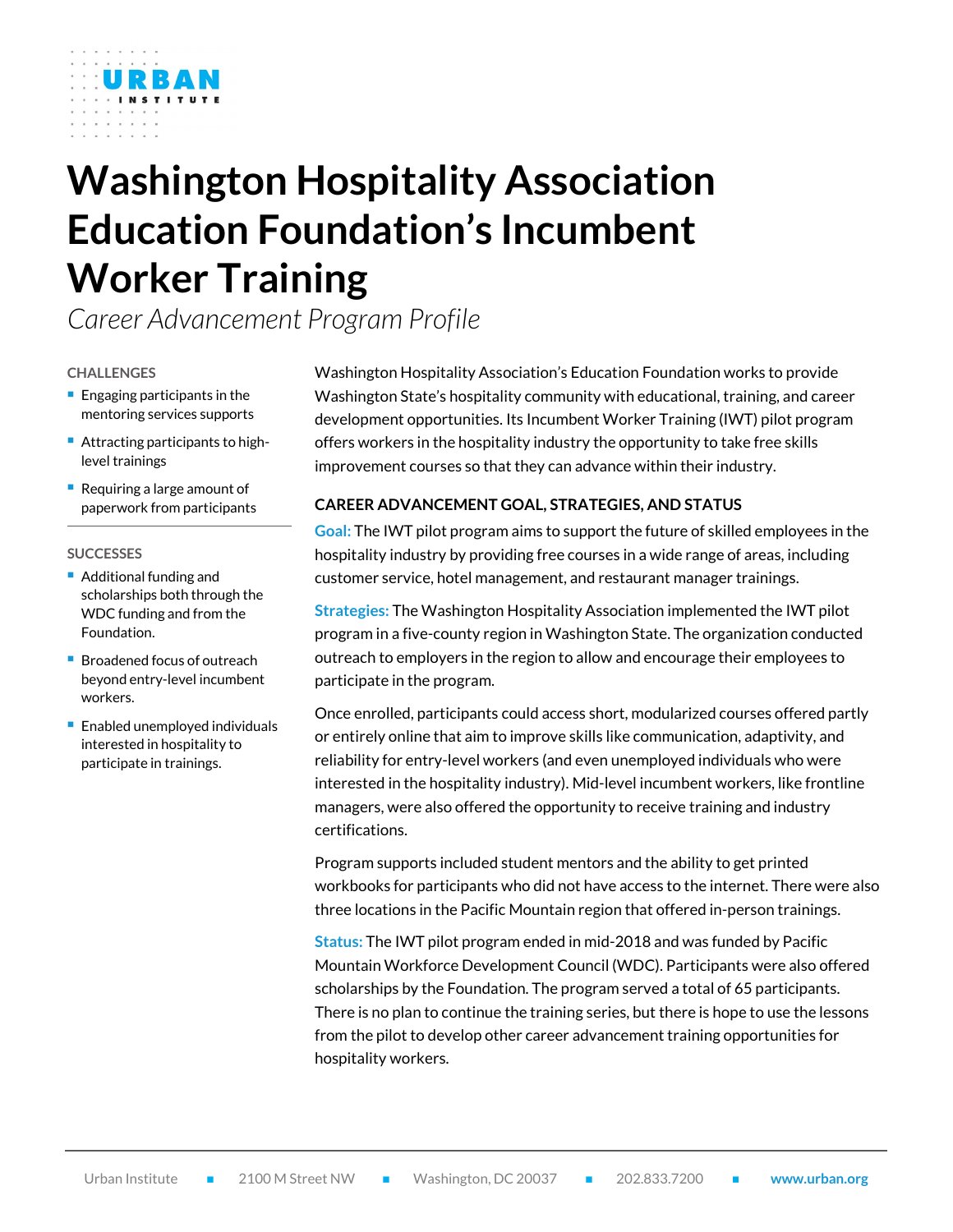# Washington Hospitality Association Education Foundation's Incumbent Worker Training

*Career Advancement Program Profile*

### CHALLENGES

- Engaging participants in the mentoring services supports
- Attracting participants to high-level trainings
- Requiring a large amount of paperwork from participants

### SUCCESSES

- Additional funding and scholarships both through the WDC funding and from the Foundation.
- Broadened focus of outreach beyond entry-level incumbent workers.
- Enabled unemployed individuals interested in hospitality to participate in trainings.

Washington Hospitality Association's Education Foundation works to provide Washington State's hospitality community with educational, training, and career development opportunities. Its Incumbent Worker Training (IWT) pilot program offers workers in the hospitality industry the opportunity to take free skills improvement courses so that they can advance within their industry.

## CAREER ADVANCEMENT GOAL, STRATEGIES, AND STATUS

**Goal:** The IWT pilot program aims to support the future of skilled employees in the hospitality industry by providing free courses in a wide range of areas, including customer service, hotel management, and restaurant manager trainings.

**Strategies:** The Washington Hospitality Association implemented the IWT pilot program in a five-county region in Washington State. The organization conducted outreach to employers in the region to allow and encourage their employees to participate in the program.

Once enrolled, participants could access short, modularized courses offered partly or entirely online that aim to improve skills like communication, adaptivity, and reliability for entry-level workers (and even unemployed individuals who were interested in the hospitality industry). Mid-level incumbent workers, like frontline managers, were also offered the opportunity to receive training and industry certifications.

Program supports included student mentors and the ability to get printed workbooks for participants who did not have access to the internet. There were also three locations in the Pacific Mountain region that offered in-person trainings.

**Status:** The IWT pilot program ended in mid-2018 and was funded by Pacific Mountain Workforce Development Council (WDC). Participants were also offered scholarships by the Foundation. The program served a total of 65 participants. There is no plan to continue the training series, but there is hope to use the lessons from the pilot to develop other career advancement training opportunities for hospitality workers.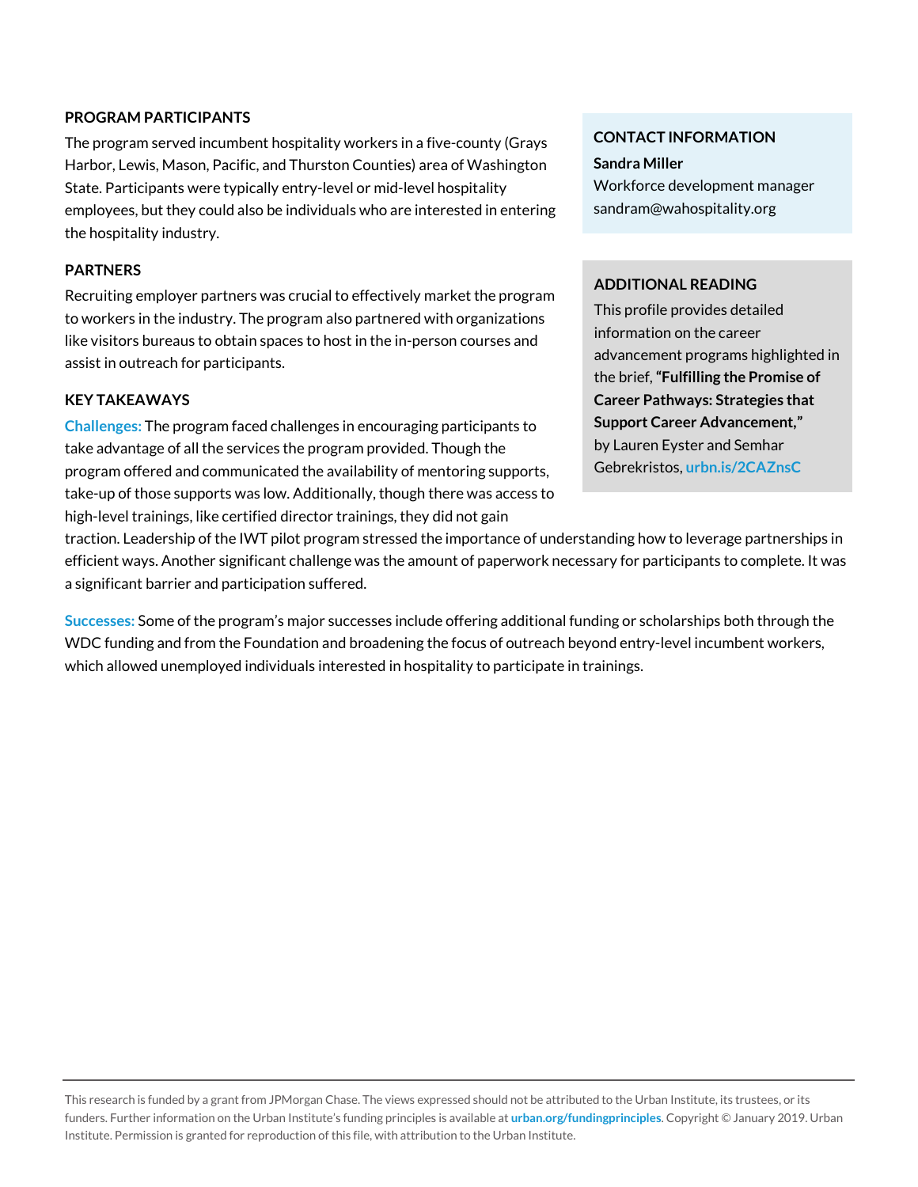## PROGRAM PARTICIPANTS

The program served incumbent hospitality workers in a five-county (Grays Harbor, Lewis, Mason, Pacific, and Thurston Counties) area of Washington State. Participants were typically entry-level or mid-level hospitality employees, but they could also be individuals who are interested in entering the hospitality industry.

## PARTNERS

Recruiting employer partners was crucial to effectively market the program to workers in the industry. The program also partnered with organizations like visitors bureaus to obtain spaces to host in the in-person courses and assist in outreach for participants.

## KEY TAKEAWAYS

**Challenges:** The program faced challenges in encouraging participants to take advantage of all the services the program provided. Though the program offered and communicated the availability of mentoring supports, take-up of those supports was low. Additionally, though there was access to high-level trainings, like certified director trainings, they did not gain traction. Leadership of the IWT pilot program stressed the importance of understanding how to leverage partnerships in efficient ways. Another significant challenge was the amount of paperwork necessary for participants to complete. It was a significant barrier and participation suffered.

**Successes:** Some of the program's major successes include offering additional funding or scholarships both through the WDC funding and from the Foundation and broadening the focus of outreach beyond entry-level incumbent workers, which allowed unemployed individuals interested in hospitality to participate in trainings.

## CONTACT INFORMATION

**Sandra Miller**
Workforce development manager
sandram@wahospitality.org

## ADDITIONAL READING

This profile provides detailed information on the career advancement programs highlighted in the brief, **"Fulfilling the Promise of Career Pathways: Strategies that Support Career Advancement,"** by Lauren Eyster and Semhar Gebrekristos, urbn.is/2CAZnsC

This research is funded by a grant from JPMorgan Chase. The views expressed should not be attributed to the Urban Institute, its trustees, or its funders. Further information on the Urban Institute's funding principles is available at urban.org/fundingprinciples. Copyright © January 2019. Urban Institute. Permission is granted for reproduction of this file, with attribution to the Urban Institute.